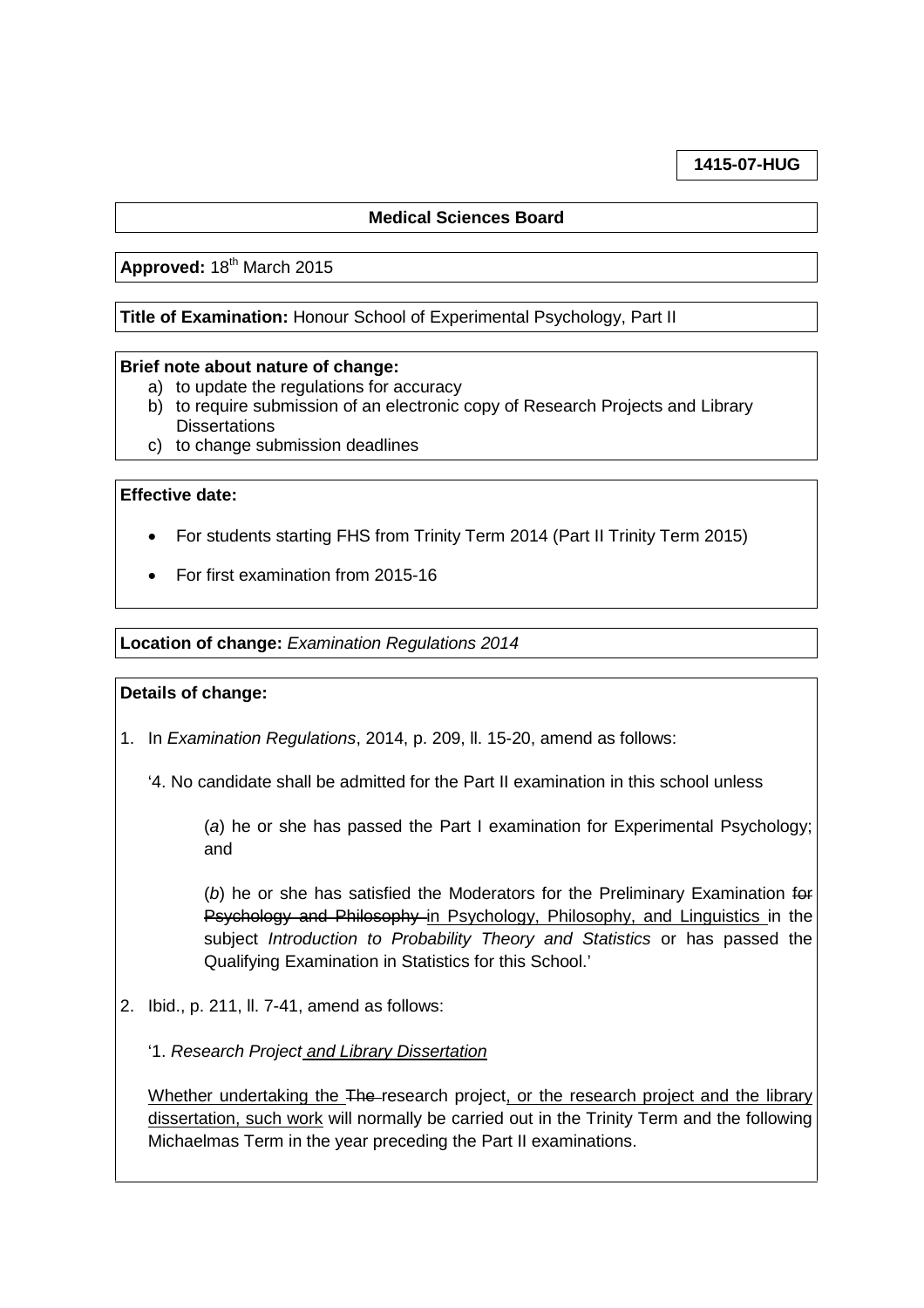**1415-07-HUG**

**Medical Sciences Board**

**Approved:** 18th March 2015

**Title of Examination:** Honour School of Experimental Psychology, Part II

**Brief note about nature of change:**

a) to update the regulations for accuracy
b) to require submission of an electronic copy of Research Projects and Library Dissertations
c) to change submission deadlines

**Effective date:**

- For students starting FHS from Trinity Term 2014 (Part II Trinity Term 2015)
- For first examination from 2015-16

**Location of change:** *Examination Regulations 2014*

**Details of change:**

1. In *Examination Regulations*, 2014, p. 209, ll. 15-20, amend as follows:

   '4. No candidate shall be admitted for the Part II examination in this school unless

   (*a*) he or she has passed the Part I examination for Experimental Psychology; and

   (*b*) he or she has satisfied the Moderators for the Preliminary Examination ~~for Psychology and Philosophy~~ <u>in Psychology, Philosophy, and Linguistics</u> in the subject *Introduction to Probability Theory and Statistics* or has passed the Qualifying Examination in Statistics for this School.'

2. Ibid., p. 211, ll. 7-41, amend as follows:

   '1. *Research Project <u>and Library Dissertation</u>*

   <u>Whether undertaking the</u> ~~The~~ research project<u>, or the research project and the library dissertation, such work</u> will normally be carried out in the Trinity Term and the following Michaelmas Term in the year preceding the Part II examinations.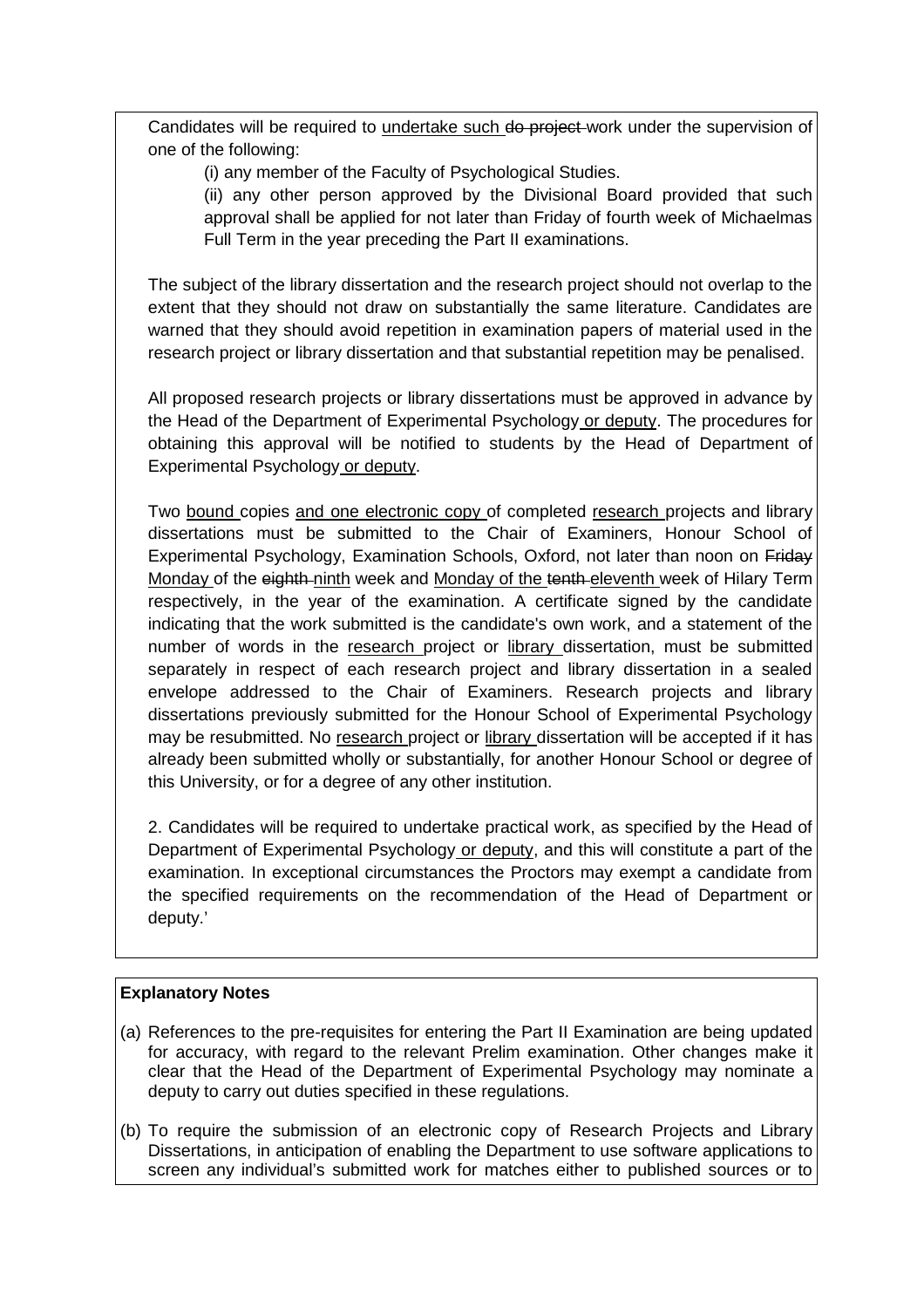Candidates will be required to <u>undertake such</u> ~~do project~~ work under the supervision of one of the following:

> (i) any member of the Faculty of Psychological Studies.
>
> (ii) any other person approved by the Divisional Board provided that such approval shall be applied for not later than Friday of fourth week of Michaelmas Full Term in the year preceding the Part II examinations.

The subject of the library dissertation and the research project should not overlap to the extent that they should not draw on substantially the same literature. Candidates are warned that they should avoid repetition in examination papers of material used in the research project or library dissertation and that substantial repetition may be penalised.

All proposed research projects or library dissertations must be approved in advance by the Head of the Department of Experimental Psychology <u>or deputy</u>. The procedures for obtaining this approval will be notified to students by the Head of Department of Experimental Psychology <u>or deputy</u>.

Two <u>bound</u> copies <u>and one electronic copy</u> of completed <u>research</u> projects and library dissertations must be submitted to the Chair of Examiners, Honour School of Experimental Psychology, Examination Schools, Oxford, not later than noon on ~~Friday~~ <u>Monday</u> of the ~~eighth~~ <u>ninth</u> week and <u>Monday of the</u> ~~tenth~~ <u>eleventh</u> week of Hilary Term respectively, in the year of the examination. A certificate signed by the candidate indicating that the work submitted is the candidate's own work, and a statement of the number of words in the <u>research</u> project or <u>library</u> dissertation, must be submitted separately in respect of each research project and library dissertation in a sealed envelope addressed to the Chair of Examiners. Research projects and library dissertations previously submitted for the Honour School of Experimental Psychology may be resubmitted. No <u>research</u> project or <u>library</u> dissertation will be accepted if it has already been submitted wholly or substantially, for another Honour School or degree of this University, or for a degree of any other institution.

2. Candidates will be required to undertake practical work, as specified by the Head of Department of Experimental Psychology <u>or deputy</u>, and this will constitute a part of the examination. In exceptional circumstances the Proctors may exempt a candidate from the specified requirements on the recommendation of the Head of Department or deputy.'

**Explanatory Notes**

(a) References to the pre-requisites for entering the Part II Examination are being updated for accuracy, with regard to the relevant Prelim examination. Other changes make it clear that the Head of the Department of Experimental Psychology may nominate a deputy to carry out duties specified in these regulations.

(b) To require the submission of an electronic copy of Research Projects and Library Dissertations, in anticipation of enabling the Department to use software applications to screen any individual's submitted work for matches either to published sources or to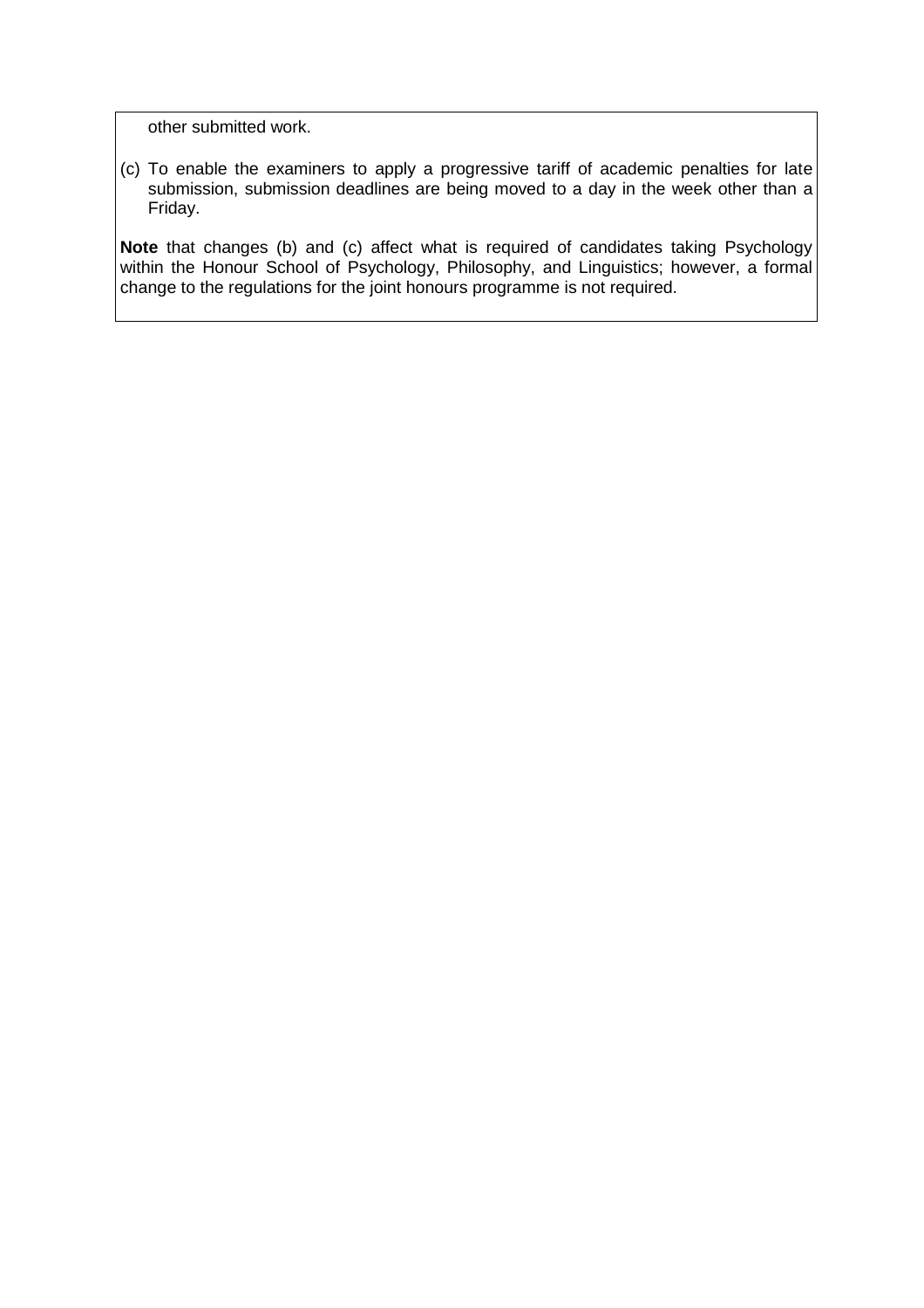other submitted work.

(c) To enable the examiners to apply a progressive tariff of academic penalties for late submission, submission deadlines are being moved to a day in the week other than a Friday.

**Note** that changes (b) and (c) affect what is required of candidates taking Psychology within the Honour School of Psychology, Philosophy, and Linguistics; however, a formal change to the regulations for the joint honours programme is not required.